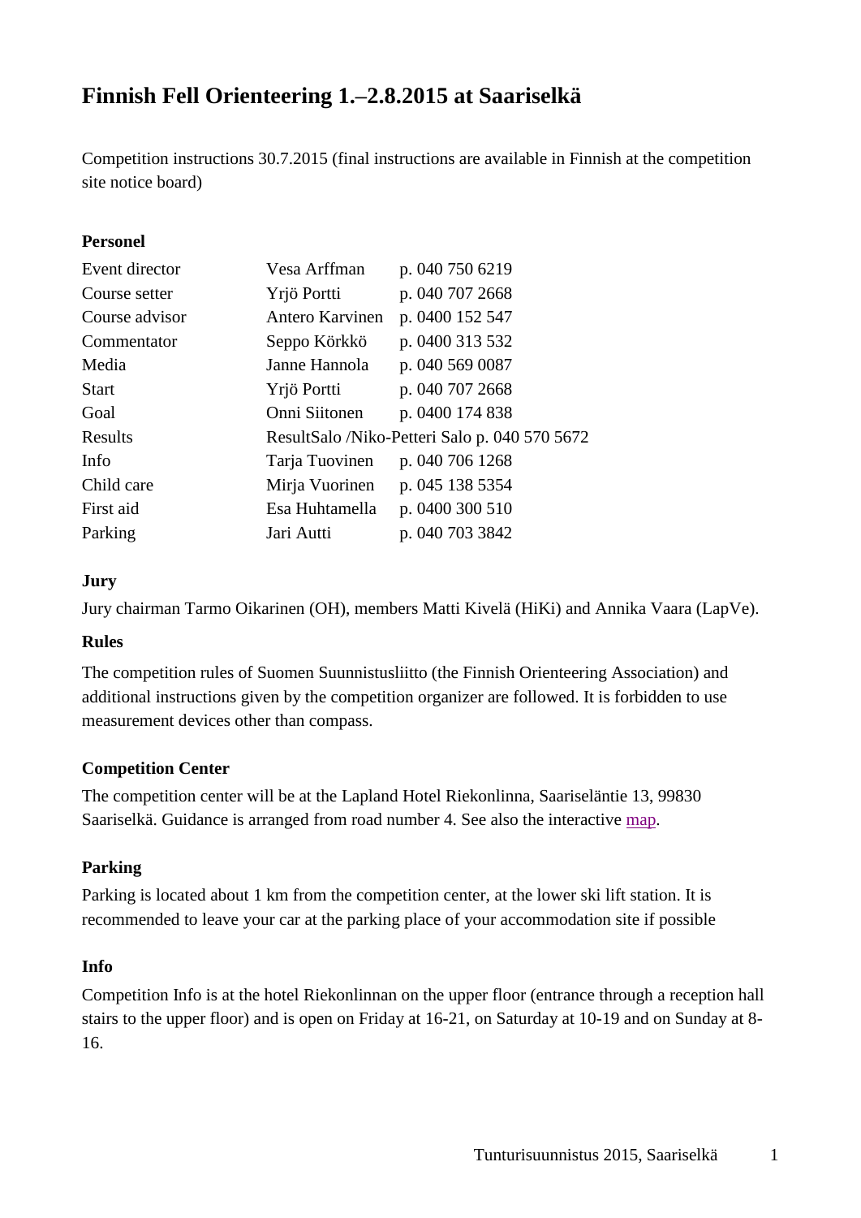# Finnish Fell Orienteering 1.–2.8.2015 at Saariselkä

Competition instructions 30.7.2015 (final instructions are available in Finnish at the competition site notice board)

**Personel**

| | | |
|---|---|---|
| Event director | Vesa Arffman | p. 040 750 6219 |
| Course setter | Yrjö Portti | p. 040 707 2668 |
| Course advisor | Antero Karvinen | p. 0400 152 547 |
| Commentator | Seppo Körkkö | p. 0400 313 532 |
| Media | Janne Hannola | p. 040 569 0087 |
| Start | Yrjö Portti | p. 040 707 2668 |
| Goal | Onni Siitonen | p. 0400 174 838 |
| Results | ResultSalo /Niko-Petteri Salo p. 040 570 5672 | |
| Info | Tarja Tuovinen | p. 040 706 1268 |
| Child care | Mirja Vuorinen | p. 045 138 5354 |
| First aid | Esa Huhtamella | p. 0400 300 510 |
| Parking | Jari Autti | p. 040 703 3842 |

**Jury**

Jury chairman Tarmo Oikarinen (OH), members Matti Kivelä (HiKi) and Annika Vaara (LapVe).

**Rules**

The competition rules of Suomen Suunnistusliitto (the Finnish Orienteering Association) and additional instructions given by the competition organizer are followed. It is forbidden to use measurement devices other than compass.

**Competition Center**

The competition center will be at the Lapland Hotel Riekonlinna, Saariseläntie 13, 99830 Saariselkä. Guidance is arranged from road number 4. See also the interactive map.

**Parking**

Parking is located about 1 km from the competition center, at the lower ski lift station. It is recommended to leave your car at the parking place of your accommodation site if possible

**Info**

Competition Info is at the hotel Riekonlinnan on the upper floor (entrance through a reception hall stairs to the upper floor) and is open on Friday at 16-21, on Saturday at 10-19 and on Sunday at 8-16.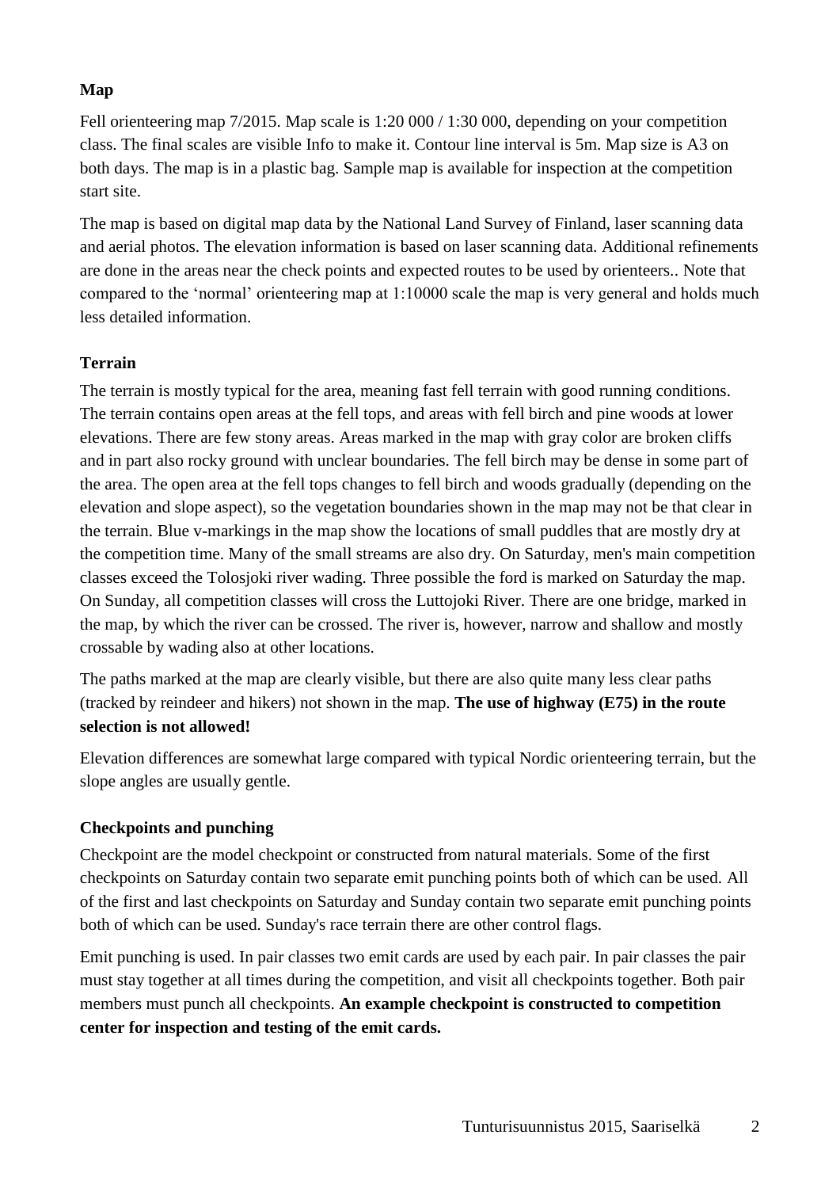**Map**

Fell orienteering map 7/2015. Map scale is 1:20 000 / 1:30 000, depending on your competition class. The final scales are visible Info to make it. Contour line interval is 5m. Map size is A3 on both days. The map is in a plastic bag. Sample map is available for inspection at the competition start site.

The map is based on digital map data by the National Land Survey of Finland, laser scanning data and aerial photos. The elevation information is based on laser scanning data. Additional refinements are done in the areas near the check points and expected routes to be used by orienteers.. Note that compared to the 'normal' orienteering map at 1:10000 scale the map is very general and holds much less detailed information.

**Terrain**

The terrain is mostly typical for the area, meaning fast fell terrain with good running conditions. The terrain contains open areas at the fell tops, and areas with fell birch and pine woods at lower elevations. There are few stony areas. Areas marked in the map with gray color are broken cliffs and in part also rocky ground with unclear boundaries. The fell birch may be dense in some part of the area. The open area at the fell tops changes to fell birch and woods gradually (depending on the elevation and slope aspect), so the vegetation boundaries shown in the map may not be that clear in the terrain. Blue v-markings in the map show the locations of small puddles that are mostly dry at the competition time. Many of the small streams are also dry. On Saturday, men's main competition classes exceed the Tolosjoki river wading. Three possible the ford is marked on Saturday the map. On Sunday, all competition classes will cross the Luttojoki River. There are one bridge, marked in the map, by which the river can be crossed. The river is, however, narrow and shallow and mostly crossable by wading also at other locations.

The paths marked at the map are clearly visible, but there are also quite many less clear paths (tracked by reindeer and hikers) not shown in the map. **The use of highway (E75) in the route selection is not allowed!**

Elevation differences are somewhat large compared with typical Nordic orienteering terrain, but the slope angles are usually gentle.

**Checkpoints and punching**

Checkpoint are the model checkpoint or constructed from natural materials. Some of the first checkpoints on Saturday contain two separate emit punching points both of which can be used. All of the first and last checkpoints on Saturday and Sunday contain two separate emit punching points both of which can be used. Sunday's race terrain there are other control flags.

Emit punching is used. In pair classes two emit cards are used by each pair. In pair classes the pair must stay together at all times during the competition, and visit all checkpoints together. Both pair members must punch all checkpoints. **An example checkpoint is constructed to competition center for inspection and testing of the emit cards.**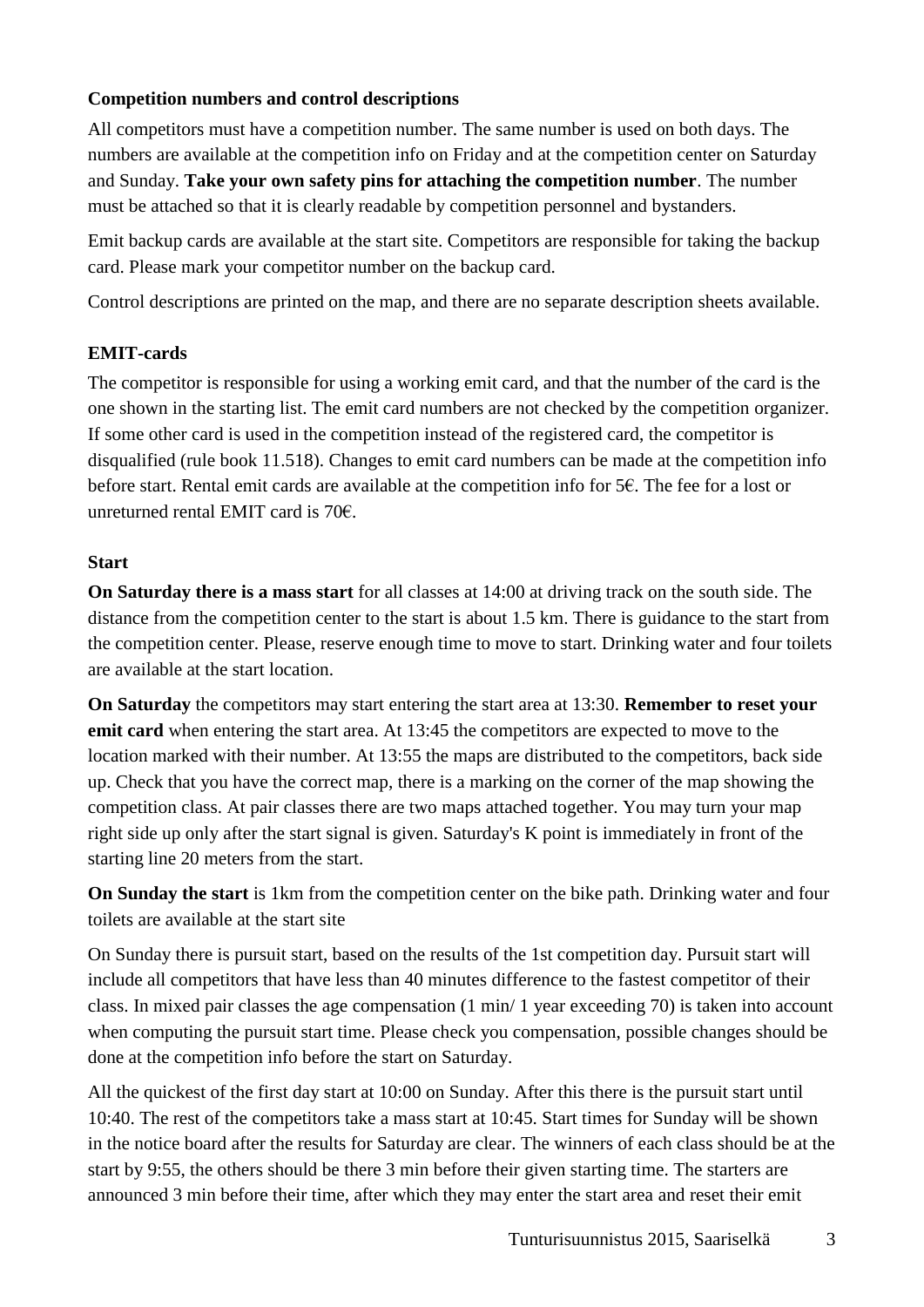**Competition numbers and control descriptions**

All competitors must have a competition number. The same number is used on both days. The numbers are available at the competition info on Friday and at the competition center on Saturday and Sunday. **Take your own safety pins for attaching the competition number**. The number must be attached so that it is clearly readable by competition personnel and bystanders.

Emit backup cards are available at the start site. Competitors are responsible for taking the backup card. Please mark your competitor number on the backup card.

Control descriptions are printed on the map, and there are no separate description sheets available.

**EMIT-cards**

The competitor is responsible for using a working emit card, and that the number of the card is the one shown in the starting list. The emit card numbers are not checked by the competition organizer. If some other card is used in the competition instead of the registered card, the competitor is disqualified (rule book 11.518). Changes to emit card numbers can be made at the competition info before start. Rental emit cards are available at the competition info for 5€. The fee for a lost or unreturned rental EMIT card is 70€.

**Start**

**On Saturday there is a mass start** for all classes at 14:00 at driving track on the south side. The distance from the competition center to the start is about 1.5 km. There is guidance to the start from the competition center. Please, reserve enough time to move to start. Drinking water and four toilets are available at the start location.

**On Saturday** the competitors may start entering the start area at 13:30. **Remember to reset your emit card** when entering the start area. At 13:45 the competitors are expected to move to the location marked with their number. At 13:55 the maps are distributed to the competitors, back side up. Check that you have the correct map, there is a marking on the corner of the map showing the competition class. At pair classes there are two maps attached together. You may turn your map right side up only after the start signal is given. Saturday's K point is immediately in front of the starting line 20 meters from the start.

**On Sunday the start** is 1km from the competition center on the bike path. Drinking water and four toilets are available at the start site

On Sunday there is pursuit start, based on the results of the 1st competition day. Pursuit start will include all competitors that have less than 40 minutes difference to the fastest competitor of their class. In mixed pair classes the age compensation (1 min/ 1 year exceeding 70) is taken into account when computing the pursuit start time. Please check you compensation, possible changes should be done at the competition info before the start on Saturday.

All the quickest of the first day start at 10:00 on Sunday. After this there is the pursuit start until 10:40. The rest of the competitors take a mass start at 10:45. Start times for Sunday will be shown in the notice board after the results for Saturday are clear. The winners of each class should be at the start by 9:55, the others should be there 3 min before their given starting time. The starters are announced 3 min before their time, after which they may enter the start area and reset their emit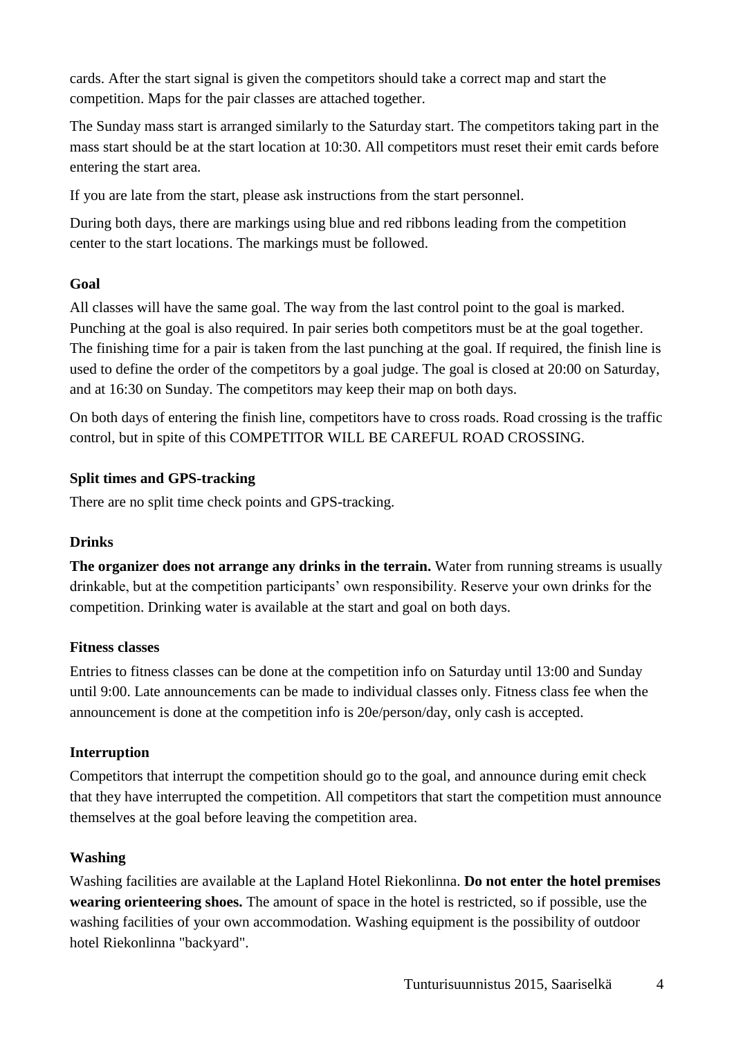cards. After the start signal is given the competitors should take a correct map and start the competition. Maps for the pair classes are attached together.

The Sunday mass start is arranged similarly to the Saturday start. The competitors taking part in the mass start should be at the start location at 10:30. All competitors must reset their emit cards before entering the start area.

If you are late from the start, please ask instructions from the start personnel.

During both days, there are markings using blue and red ribbons leading from the competition center to the start locations. The markings must be followed.

**Goal**

All classes will have the same goal. The way from the last control point to the goal is marked. Punching at the goal is also required. In pair series both competitors must be at the goal together. The finishing time for a pair is taken from the last punching at the goal. If required, the finish line is used to define the order of the competitors by a goal judge. The goal is closed at 20:00 on Saturday, and at 16:30 on Sunday. The competitors may keep their map on both days.

On both days of entering the finish line, competitors have to cross roads. Road crossing is the traffic control, but in spite of this COMPETITOR WILL BE CAREFUL ROAD CROSSING.

**Split times and GPS-tracking**

There are no split time check points and GPS-tracking.

**Drinks**

**The organizer does not arrange any drinks in the terrain.** Water from running streams is usually drinkable, but at the competition participants' own responsibility. Reserve your own drinks for the competition. Drinking water is available at the start and goal on both days.

**Fitness classes**

Entries to fitness classes can be done at the competition info on Saturday until 13:00 and Sunday until 9:00. Late announcements can be made to individual classes only. Fitness class fee when the announcement is done at the competition info is 20e/person/day, only cash is accepted.

**Interruption**

Competitors that interrupt the competition should go to the goal, and announce during emit check that they have interrupted the competition. All competitors that start the competition must announce themselves at the goal before leaving the competition area.

**Washing**

Washing facilities are available at the Lapland Hotel Riekonlinna. **Do not enter the hotel premises wearing orienteering shoes.** The amount of space in the hotel is restricted, so if possible, use the washing facilities of your own accommodation. Washing equipment is the possibility of outdoor hotel Riekonlinna "backyard".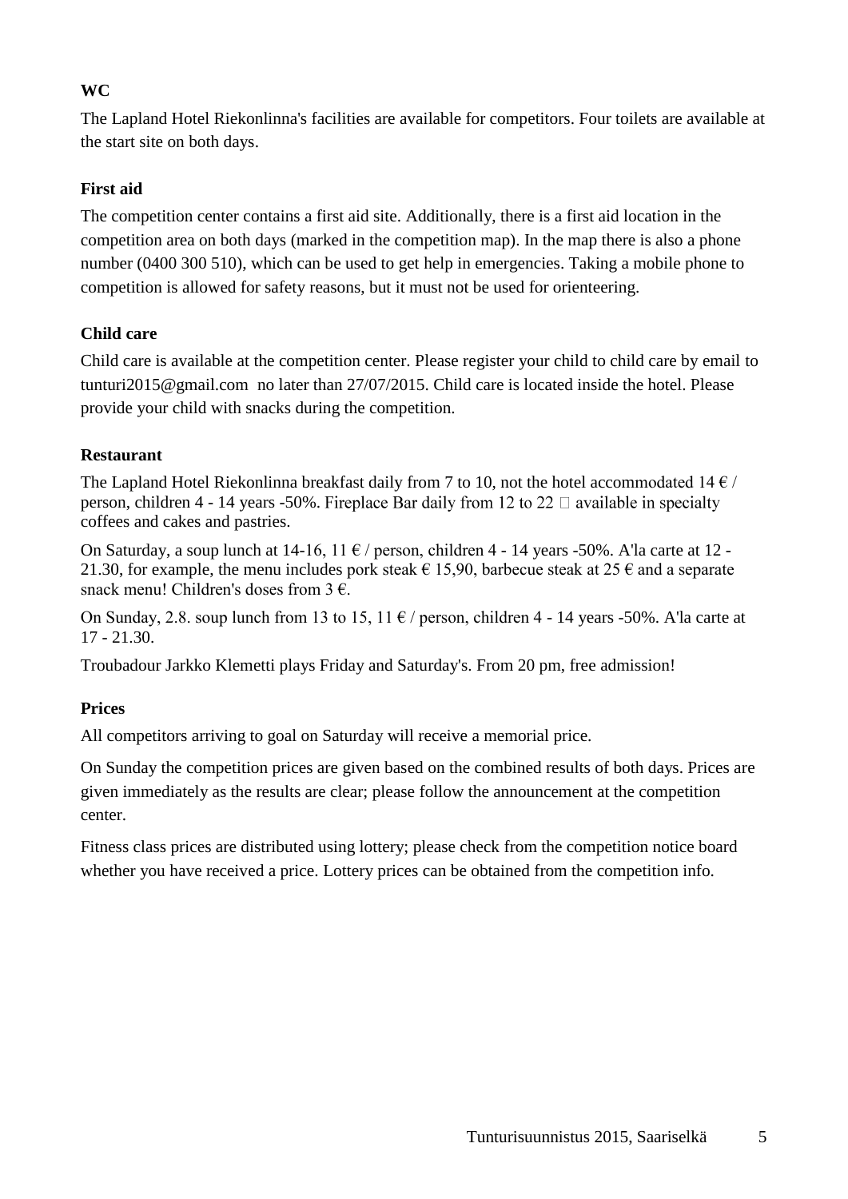### WC

The Lapland Hotel Riekonlinna's facilities are available for competitors. Four toilets are available at the start site on both days.

### First aid

The competition center contains a first aid site. Additionally, there is a first aid location in the competition area on both days (marked in the competition map). In the map there is also a phone number (0400 300 510), which can be used to get help in emergencies. Taking a mobile phone to competition is allowed for safety reasons, but it must not be used for orienteering.

### Child care

Child care is available at the competition center. Please register your child to child care by email to tunturi2015@gmail.com no later than 27/07/2015. Child care is located inside the hotel. Please provide your child with snacks during the competition.

### Restaurant

The Lapland Hotel Riekonlinna breakfast daily from 7 to 10, not the hotel accommodated 14 € / person, children 4 - 14 years -50%. Fireplace Bar daily from 12 to 22  available in specialty coffees and cakes and pastries.

On Saturday, a soup lunch at 14-16, 11 € / person, children 4 - 14 years -50%. A'la carte at 12 - 21.30, for example, the menu includes pork steak € 15,90, barbecue steak at 25 € and a separate snack menu! Children's doses from 3 €.

On Sunday, 2.8. soup lunch from 13 to 15, 11 € / person, children 4 - 14 years -50%. A'la carte at 17 - 21.30.

Troubadour Jarkko Klemetti plays Friday and Saturday's. From 20 pm, free admission!

### Prices

All competitors arriving to goal on Saturday will receive a memorial price.

On Sunday the competition prices are given based on the combined results of both days. Prices are given immediately as the results are clear; please follow the announcement at the competition center.

Fitness class prices are distributed using lottery; please check from the competition notice board whether you have received a price. Lottery prices can be obtained from the competition info.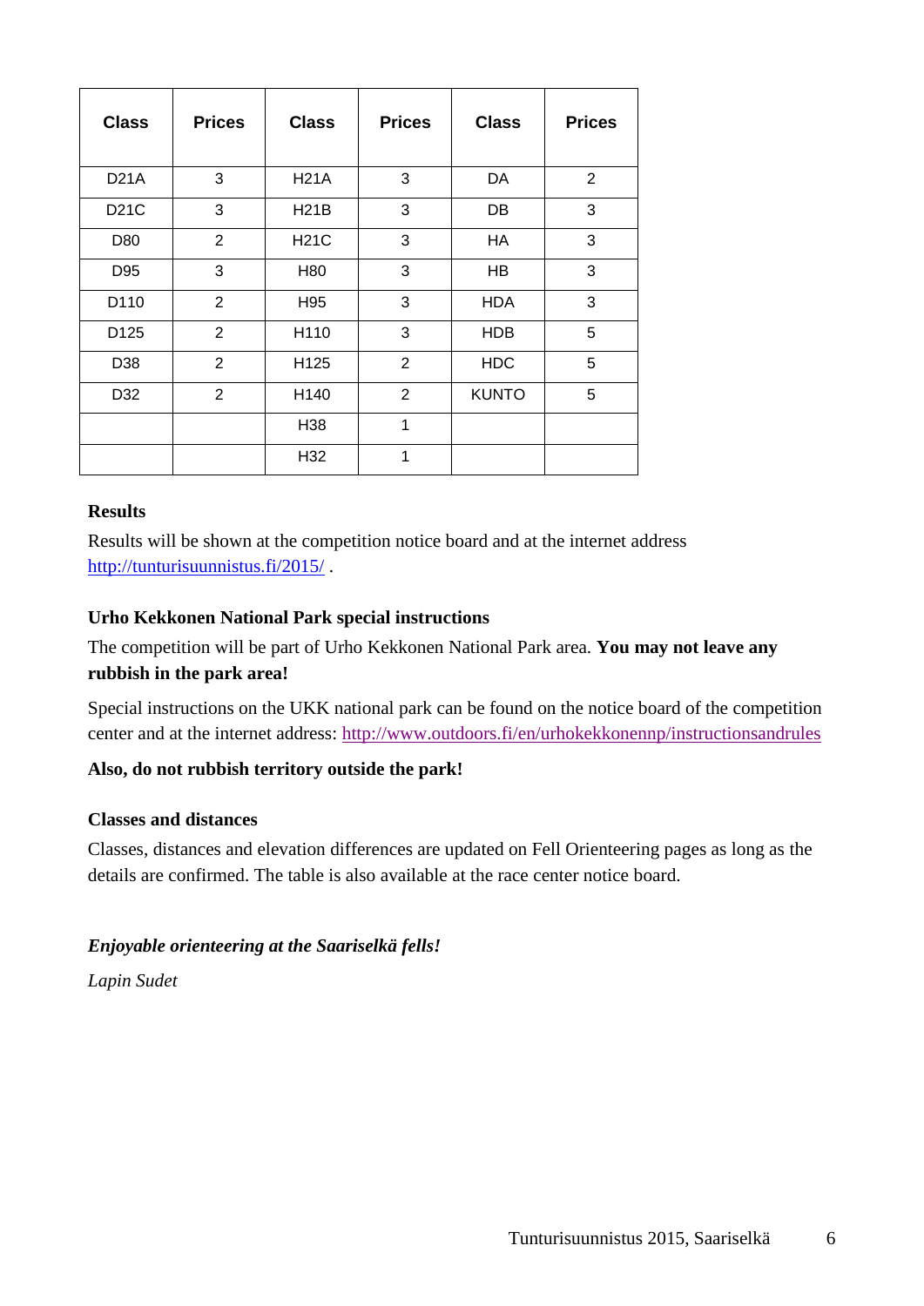| Class | Prices | Class | Prices | Class | Prices |
|---|---|---|---|---|---|
| D21A | 3 | H21A | 3 | DA | 2 |
| D21C | 3 | H21B | 3 | DB | 3 |
| D80 | 2 | H21C | 3 | HA | 3 |
| D95 | 3 | H80 | 3 | HB | 3 |
| D110 | 2 | H95 | 3 | HDA | 3 |
| D125 | 2 | H110 | 3 | HDB | 5 |
| D38 | 2 | H125 | 2 | HDC | 5 |
| D32 | 2 | H140 | 2 | KUNTO | 5 |
| | | H38 | 1 | | |
| | | H32 | 1 | | |

**Results**

Results will be shown at the competition notice board and at the internet address http://tunturisuunnistus.fi/2015/ .

**Urho Kekkonen National Park special instructions**

The competition will be part of Urho Kekkonen National Park area. **You may not leave any rubbish in the park area!**

Special instructions on the UKK national park can be found on the notice board of the competition center and at the internet address: http://www.outdoors.fi/en/urhokekkonennp/instructionsandrules

**Also, do not rubbish territory outside the park!**

**Classes and distances**

Classes, distances and elevation differences are updated on Fell Orienteering pages as long as the details are confirmed. The table is also available at the race center notice board.

***Enjoyable orienteering at the Saariselkä fells!***

*Lapin Sudet*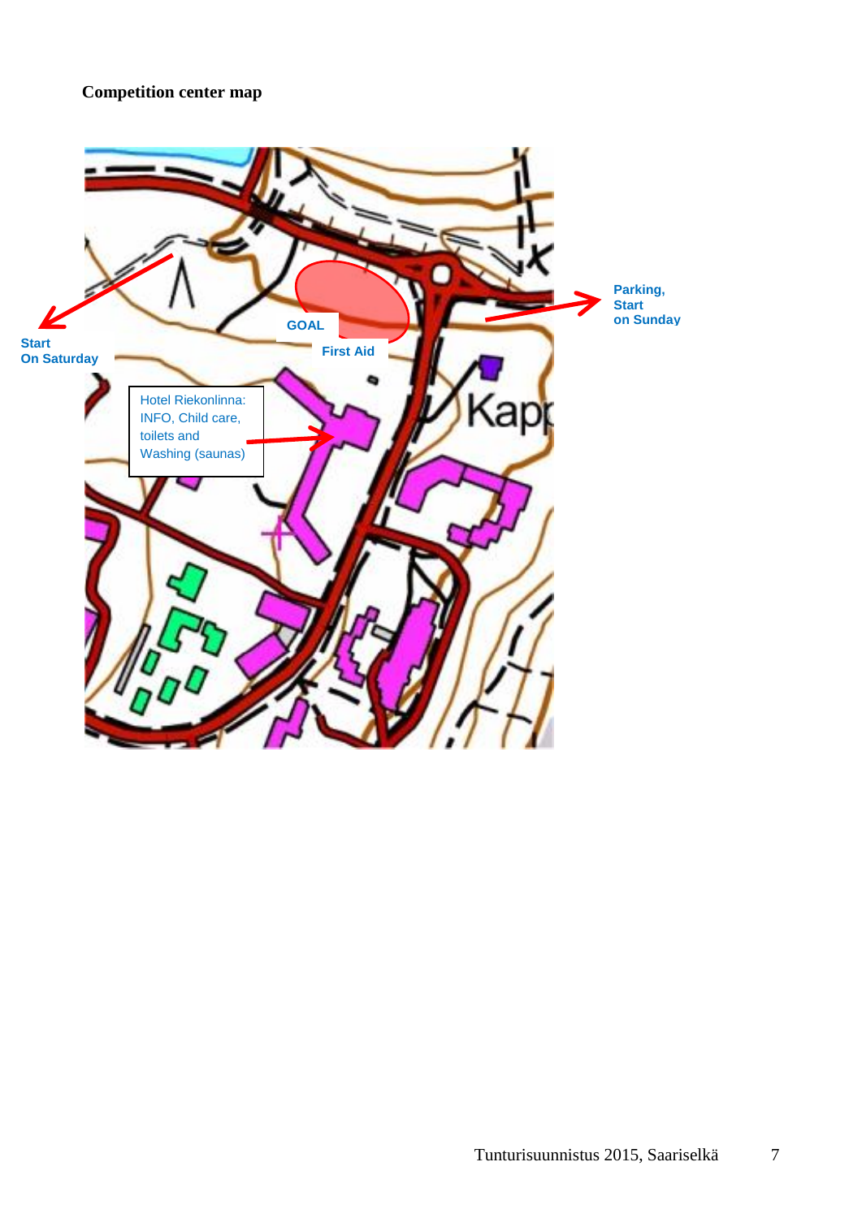**Competition center map**

Parking,
Start
on Sunday

GOAL

First Aid

Start
On Saturday

Hotel Riekonlinna:
INFO, Child care,
toilets and
Washing (saunas)

Kapp